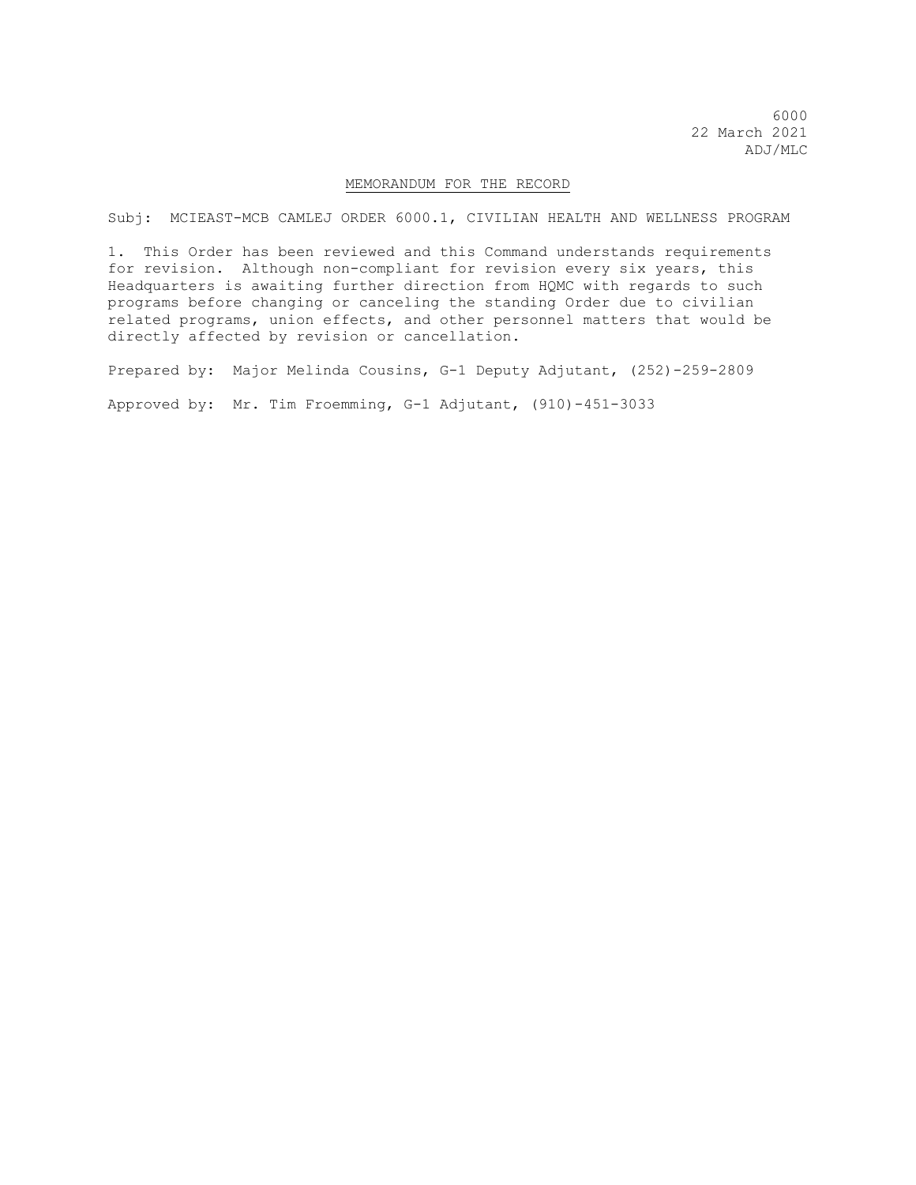6000
22 March 2021
ADJ/MLC

MEMORANDUM FOR THE RECORD

Subj: MCIEAST-MCB CAMLEJ ORDER 6000.1, CIVILIAN HEALTH AND WELLNESS PROGRAM

1. This Order has been reviewed and this Command understands requirements for revision. Although non-compliant for revision every six years, this Headquarters is awaiting further direction from HQMC with regards to such programs before changing or canceling the standing Order due to civilian related programs, union effects, and other personnel matters that would be directly affected by revision or cancellation.

Prepared by: Major Melinda Cousins, G-1 Deputy Adjutant, (252)-259-2809

Approved by: Mr. Tim Froemming, G-1 Adjutant, (910)-451-3033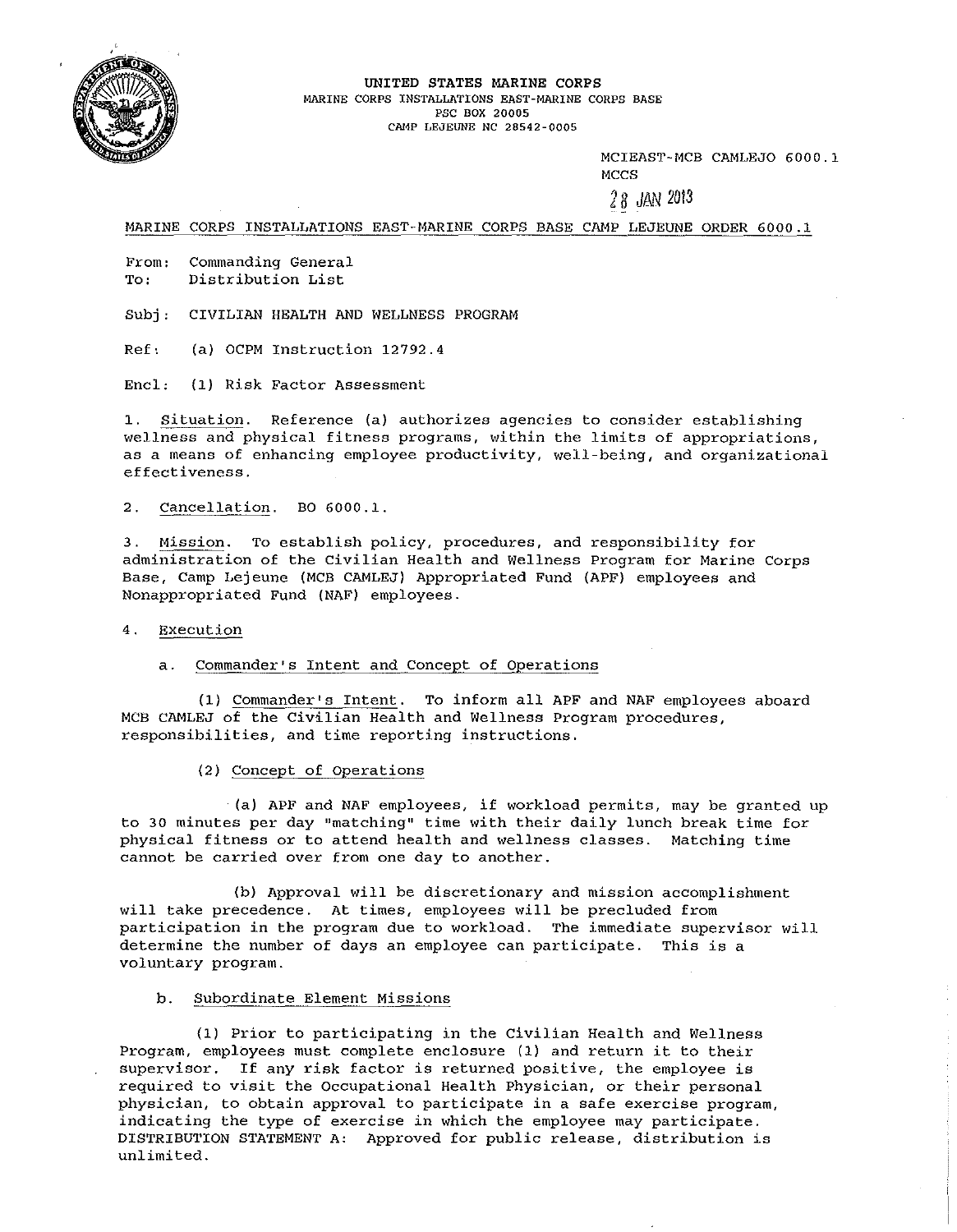UNITED STATES MARINE CORPS
MARINE CORPS INSTALLATIONS EAST-MARINE CORPS BASE
PSC BOX 20005
CAMP LEJEUNE NC 28542-0005

MCIEAST-MCB CAMLEJO 6000.1
MCCS
28 JAN 2013

MARINE CORPS INSTALLATIONS EAST-MARINE CORPS BASE CAMP LEJEUNE ORDER 6000.1

From: Commanding General
To: Distribution List

Subj: CIVILIAN HEALTH AND WELLNESS PROGRAM

Ref: (a) OCPM Instruction 12792.4

Encl: (1) Risk Factor Assessment

1. Situation. Reference (a) authorizes agencies to consider establishing wellness and physical fitness programs, within the limits of appropriations, as a means of enhancing employee productivity, well-being, and organizational effectiveness.

2. Cancellation. BO 6000.1.

3. Mission. To establish policy, procedures, and responsibility for administration of the Civilian Health and Wellness Program for Marine Corps Base, Camp Lejeune (MCB CAMLEJ) Appropriated Fund (APF) employees and Nonappropriated Fund (NAF) employees.

4. Execution

a. Commander's Intent and Concept of Operations

(1) Commander's Intent. To inform all APF and NAF employees aboard MCB CAMLEJ of the Civilian Health and Wellness Program procedures, responsibilities, and time reporting instructions.

(2) Concept of Operations

(a) APF and NAF employees, if workload permits, may be granted up to 30 minutes per day "matching" time with their daily lunch break time for physical fitness or to attend health and wellness classes. Matching time cannot be carried over from one day to another.

(b) Approval will be discretionary and mission accomplishment will take precedence. At times, employees will be precluded from participation in the program due to workload. The immediate supervisor will determine the number of days an employee can participate. This is a voluntary program.

b. Subordinate Element Missions

(1) Prior to participating in the Civilian Health and Wellness Program, employees must complete enclosure (1) and return it to their supervisor. If any risk factor is returned positive, the employee is required to visit the Occupational Health Physician, or their personal physician, to obtain approval to participate in a safe exercise program, indicating the type of exercise in which the employee may participate.

DISTRIBUTION STATEMENT A: Approved for public release, distribution is unlimited.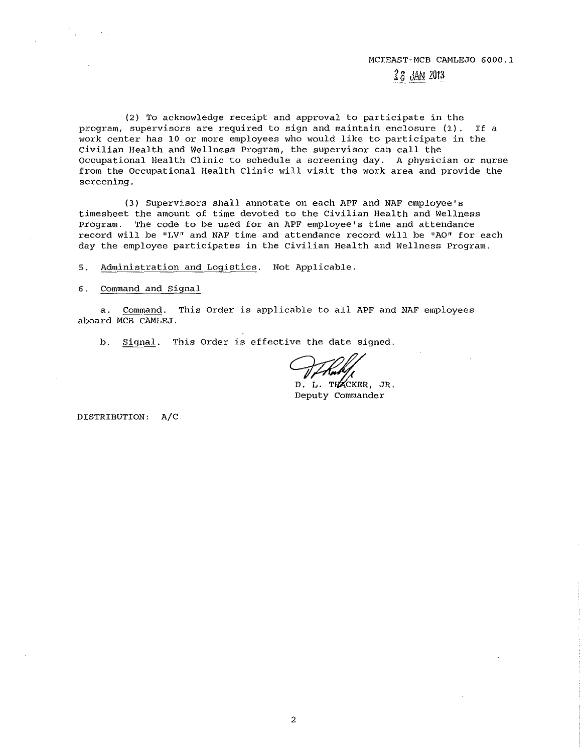(2) To acknowledge receipt and approval to participate in the program, supervisors are required to sign and maintain enclosure (1). If a work center has 10 or more employees who would like to participate in the Civilian Health and Wellness Program, the supervisor can call the Occupational Health Clinic to schedule a screening day. A physician or nurse from the Occupational Health Clinic will visit the work area and provide the screening.

(3) Supervisors shall annotate on each APF and NAF employee's timesheet the amount of time devoted to the Civilian Health and Wellness Program. The code to be used for an APF employee's time and attendance record will be "LV" and NAF time and attendance record will be "AO" for each day the employee participates in the Civilian Health and Wellness Program.

5. Administration and Logistics. Not Applicable.

6. Command and Signal

a. Command. This Order is applicable to all APF and NAF employees aboard MCB CAMLEJ.

b. Signal. This Order is effective the date signed.

D. L. THACKER, JR.
Deputy Commander

DISTRIBUTION: A/C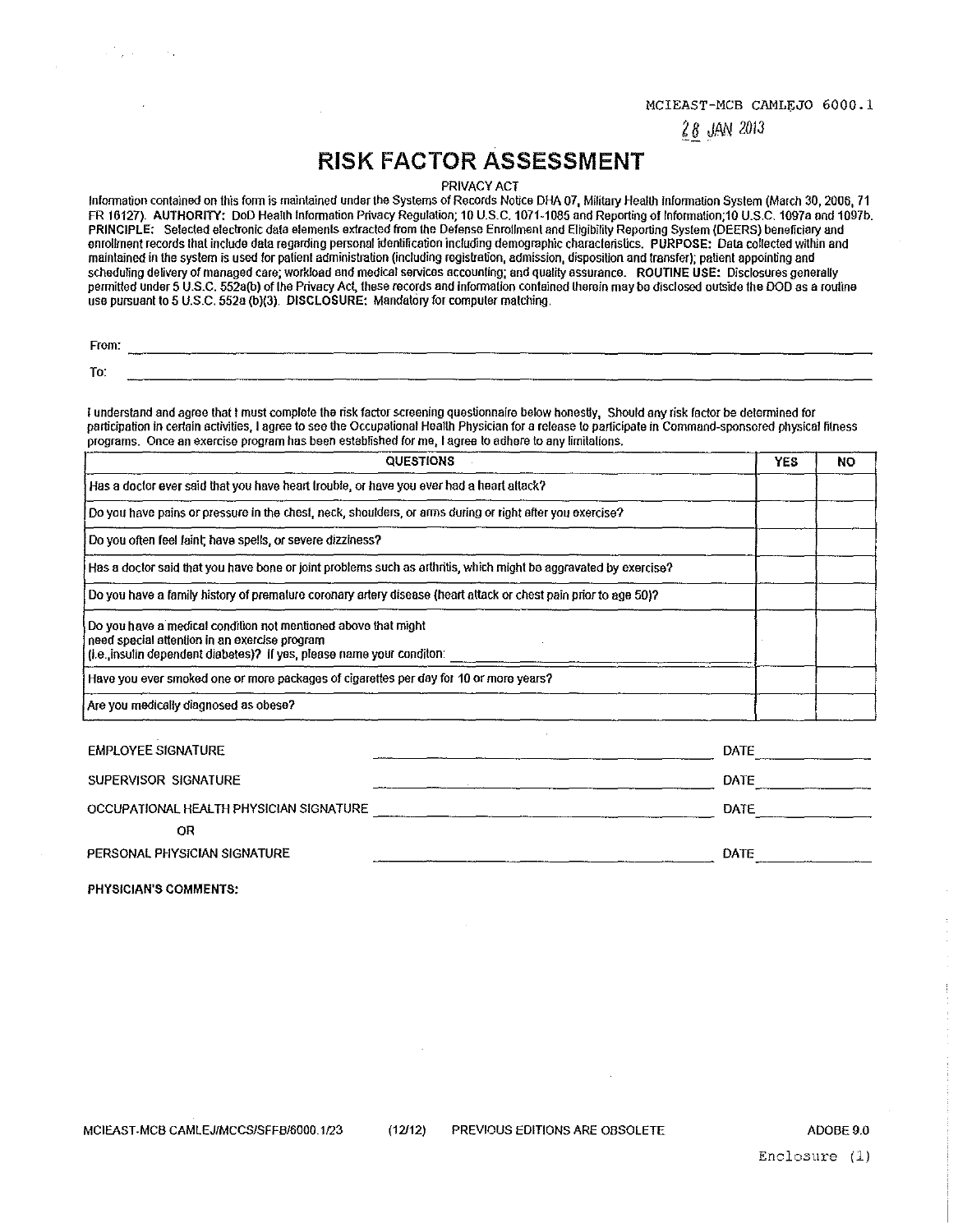MCIEAST-MCB CAMLEJO 6000.1

28 JAN 2013

# RISK FACTOR ASSESSMENT

PRIVACY ACT

Information contained on this form is maintained under the Systems of Records Notice DHA 07, Military Health Information System (March 30, 2006, 71 FR 16127). **AUTHORITY:** DoD Health Information Privacy Regulation; 10 U.S.C. 1071-1085 and Reporting of Information;10 U.S.C. 1097a and 1097b. **PRINCIPLE:** Selected electronic data elements extracted from the Defense Enrollment and Eligibility Reporting System (DEERS) beneficiary and enrollment records that include data regarding personal identification including demographic characteristics. **PURPOSE:** Data collected within and maintained in the system is used for patient administration (including registration, admission, disposition and transfer); patient appointing and scheduling delivery of managed care; workload and medical services accounting; and quality assurance. **ROUTINE USE:** Disclosures generally permitted under 5 U.S.C. 552a(b) of the Privacy Act, these records and information contained therein may be disclosed outside the DOD as a routine use pursuant to 5 U.S.C. 552a (b)(3). **DISCLOSURE:** Mandatory for computer matching.

From: ______________________________

To: ______________________________

I understand and agree that I must complete the risk factor screening questionnaire below honestly. Should any risk factor be determined for participation in certain activities, I agree to see the Occupational Health Physician for a release to participate in Command-sponsored physical fitness programs. Once an exercise program has been established for me, I agree to adhere to any limitations.

| QUESTIONS | YES | NO |
|---|---|---|
| Has a doctor ever said that you have heart trouble, or have you ever had a heart attack? | | |
| Do you have pains or pressure in the chest, neck, shoulders, or arms during or right after you exercise? | | |
| Do you often feel faint; have spells, or severe dizziness? | | |
| Has a doctor said that you have bone or joint problems such as arthritis, which might be aggravated by exercise? | | |
| Do you have a family history of premature coronary artery disease (heart attack or chest pain prior to age 50)? | | |
| Do you have a medical condition not mentioned above that might need special attention in an exercise program (i.e.,insulin dependent diabetes)? If yes, please name your conditon: ____________ | | |
| Have you ever smoked one or more packages of cigarettes per day for 10 or more years? | | |
| Are you medically diagnosed as obese? | | |

EMPLOYEE SIGNATURE ______________________________ DATE ____________

SUPERVISOR SIGNATURE ______________________________ DATE ____________

OCCUPATIONAL HEALTH PHYSICIAN SIGNATURE ______________________________ DATE ____________

OR

PERSONAL PHYSICIAN SIGNATURE ______________________________ DATE ____________

**PHYSICIAN'S COMMENTS:**

MCIEAST-MCB CAMLEJ/MCCS/SFFB/6000.1/23 (12/12) PREVIOUS EDITIONS ARE OBSOLETE ADOBE 9.0

Enclosure (1)